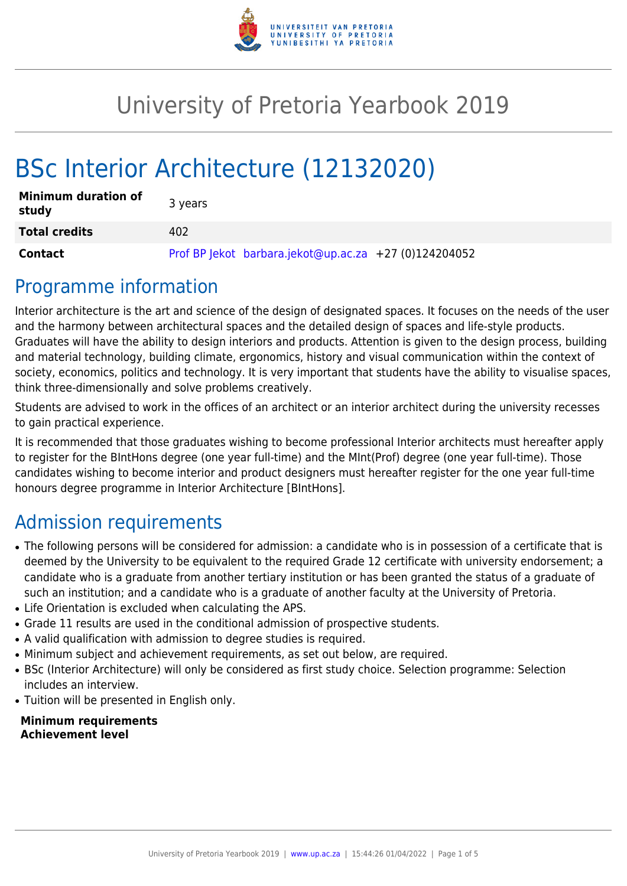# University of Pretoria Yearbook 2019

# BSc Interior Architecture (12132020)

| **Minimum duration of study** | 3 years |
|---|---|
| **Total credits** | 402 |
| **Contact** | Prof BP Jekot barbara.jekot@up.ac.za +27 (0)124204052 |

## Programme information

Interior architecture is the art and science of the design of designated spaces. It focuses on the needs of the user and the harmony between architectural spaces and the detailed design of spaces and life-style products. Graduates will have the ability to design interiors and products. Attention is given to the design process, building and material technology, building climate, ergonomics, history and visual communication within the context of society, economics, politics and technology. It is very important that students have the ability to visualise spaces, think three-dimensionally and solve problems creatively.

Students are advised to work in the offices of an architect or an interior architect during the university recesses to gain practical experience.

It is recommended that those graduates wishing to become professional Interior architects must hereafter apply to register for the BIntHons degree (one year full-time) and the MInt(Prof) degree (one year full-time). Those candidates wishing to become interior and product designers must hereafter register for the one year full-time honours degree programme in Interior Architecture [BIntHons].

## Admission requirements

- The following persons will be considered for admission: a candidate who is in possession of a certificate that is deemed by the University to be equivalent to the required Grade 12 certificate with university endorsement; a candidate who is a graduate from another tertiary institution or has been granted the status of a graduate of such an institution; and a candidate who is a graduate of another faculty at the University of Pretoria.
- Life Orientation is excluded when calculating the APS.
- Grade 11 results are used in the conditional admission of prospective students.
- A valid qualification with admission to degree studies is required.
- Minimum subject and achievement requirements, as set out below, are required.
- BSc (Interior Architecture) will only be considered as first study choice. Selection programme: Selection includes an interview.
- Tuition will be presented in English only.

**Minimum requirements**
**Achievement level**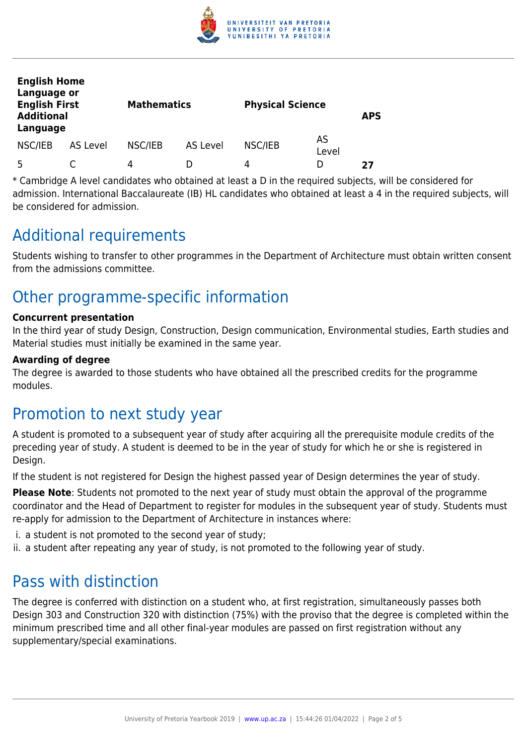| English Home Language or English First Additional Language | | Mathematics | | Physical Science | | APS |
|---|---|---|---|---|---|---|
| NSC/IEB | AS Level | NSC/IEB | AS Level | NSC/IEB | AS Level | |
| 5 | C | 4 | D | 4 | D | **27** |

* Cambridge A level candidates who obtained at least a D in the required subjects, will be considered for admission. International Baccalaureate (IB) HL candidates who obtained at least a 4 in the required subjects, will be considered for admission.

## Additional requirements

Students wishing to transfer to other programmes in the Department of Architecture must obtain written consent from the admissions committee.

## Other programme-specific information

**Concurrent presentation**

In the third year of study Design, Construction, Design communication, Environmental studies, Earth studies and Material studies must initially be examined in the same year.

**Awarding of degree**

The degree is awarded to those students who have obtained all the prescribed credits for the programme modules.

## Promotion to next study year

A student is promoted to a subsequent year of study after acquiring all the prerequisite module credits of the preceding year of study. A student is deemed to be in the year of study for which he or she is registered in Design.

If the student is not registered for Design the highest passed year of Design determines the year of study.

**Please Note**: Students not promoted to the next year of study must obtain the approval of the programme coordinator and the Head of Department to register for modules in the subsequent year of study. Students must re-apply for admission to the Department of Architecture in instances where:

i. a student is not promoted to the second year of study;
ii. a student after repeating any year of study, is not promoted to the following year of study.

## Pass with distinction

The degree is conferred with distinction on a student who, at first registration, simultaneously passes both Design 303 and Construction 320 with distinction (75%) with the proviso that the degree is completed within the minimum prescribed time and all other final-year modules are passed on first registration without any supplementary/special examinations.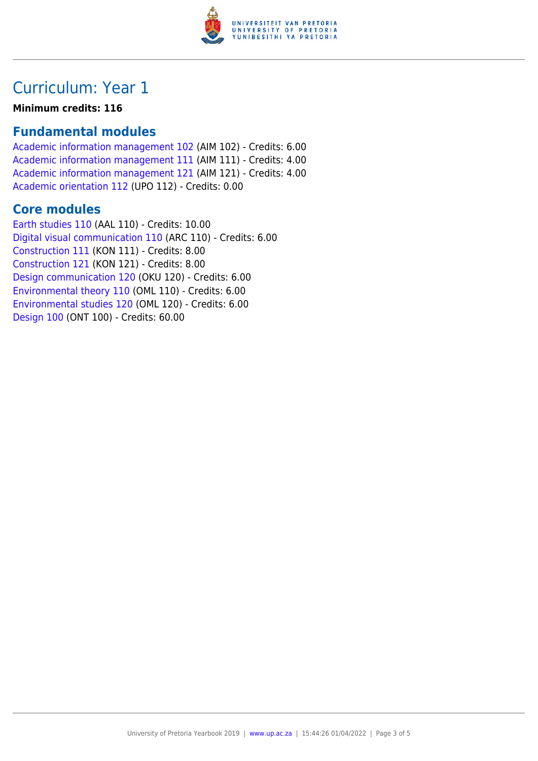# Curriculum: Year 1

**Minimum credits: 116**

## Fundamental modules

Academic information management 102 (AIM 102) - Credits: 6.00
Academic information management 111 (AIM 111) - Credits: 4.00
Academic information management 121 (AIM 121) - Credits: 4.00
Academic orientation 112 (UPO 112) - Credits: 0.00

## Core modules

Earth studies 110 (AAL 110) - Credits: 10.00
Digital visual communication 110 (ARC 110) - Credits: 6.00
Construction 111 (KON 111) - Credits: 8.00
Construction 121 (KON 121) - Credits: 8.00
Design communication 120 (OKU 120) - Credits: 6.00
Environmental theory 110 (OML 110) - Credits: 6.00
Environmental studies 120 (OML 120) - Credits: 6.00
Design 100 (ONT 100) - Credits: 60.00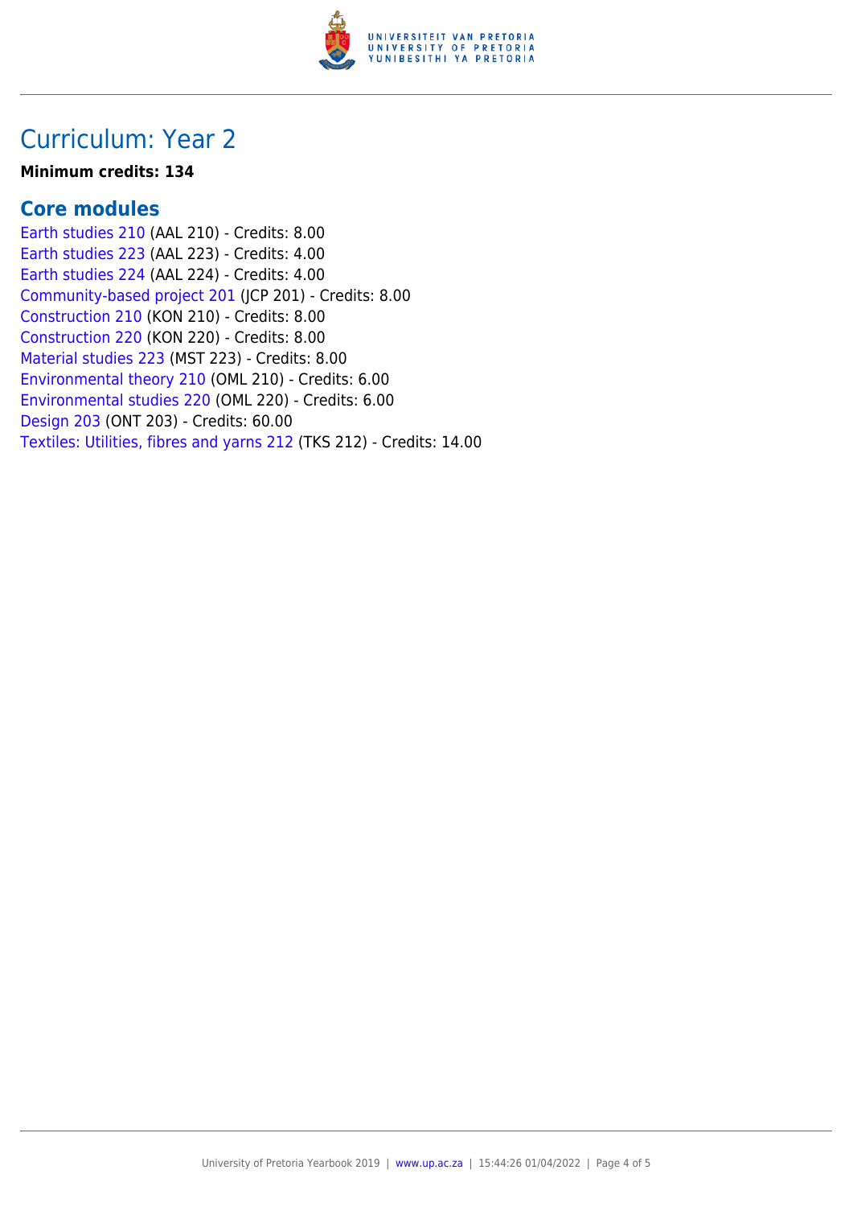# Curriculum: Year 2

**Minimum credits: 134**

## Core modules

Earth studies 210 (AAL 210) - Credits: 8.00
Earth studies 223 (AAL 223) - Credits: 4.00
Earth studies 224 (AAL 224) - Credits: 4.00
Community-based project 201 (JCP 201) - Credits: 8.00
Construction 210 (KON 210) - Credits: 8.00
Construction 220 (KON 220) - Credits: 8.00
Material studies 223 (MST 223) - Credits: 8.00
Environmental theory 210 (OML 210) - Credits: 6.00
Environmental studies 220 (OML 220) - Credits: 6.00
Design 203 (ONT 203) - Credits: 60.00
Textiles: Utilities, fibres and yarns 212 (TKS 212) - Credits: 14.00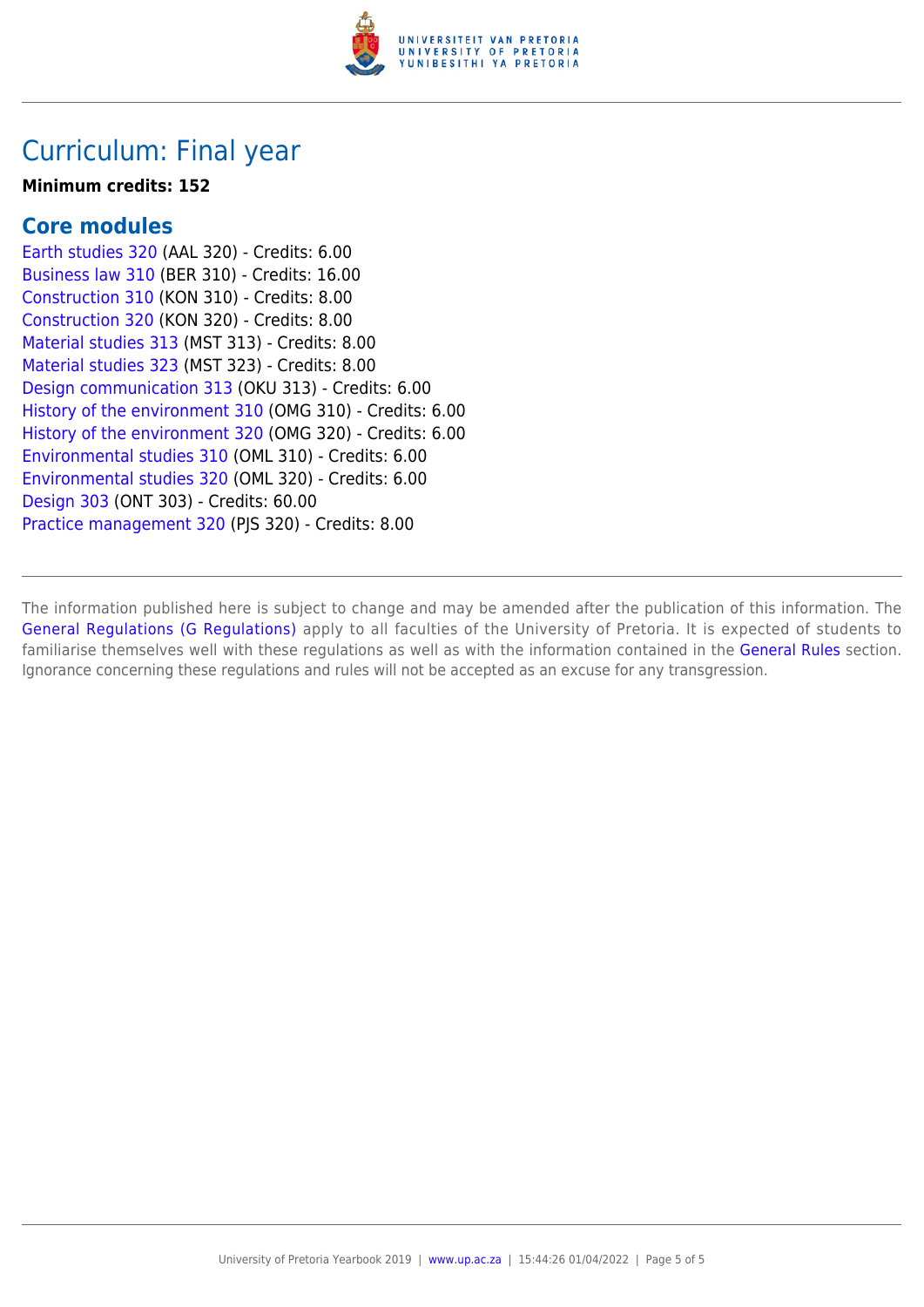## Curriculum: Final year

**Minimum credits: 152**

### Core modules

Earth studies 320 (AAL 320) - Credits: 6.00
Business law 310 (BER 310) - Credits: 16.00
Construction 310 (KON 310) - Credits: 8.00
Construction 320 (KON 320) - Credits: 8.00
Material studies 313 (MST 313) - Credits: 8.00
Material studies 323 (MST 323) - Credits: 8.00
Design communication 313 (OKU 313) - Credits: 6.00
History of the environment 310 (OMG 310) - Credits: 6.00
History of the environment 320 (OMG 320) - Credits: 6.00
Environmental studies 310 (OML 310) - Credits: 6.00
Environmental studies 320 (OML 320) - Credits: 6.00
Design 303 (ONT 303) - Credits: 60.00
Practice management 320 (PJS 320) - Credits: 8.00

---

The information published here is subject to change and may be amended after the publication of this information. The General Regulations (G Regulations) apply to all faculties of the University of Pretoria. It is expected of students to familiarise themselves well with these regulations as well as with the information contained in the General Rules section. Ignorance concerning these regulations and rules will not be accepted as an excuse for any transgression.